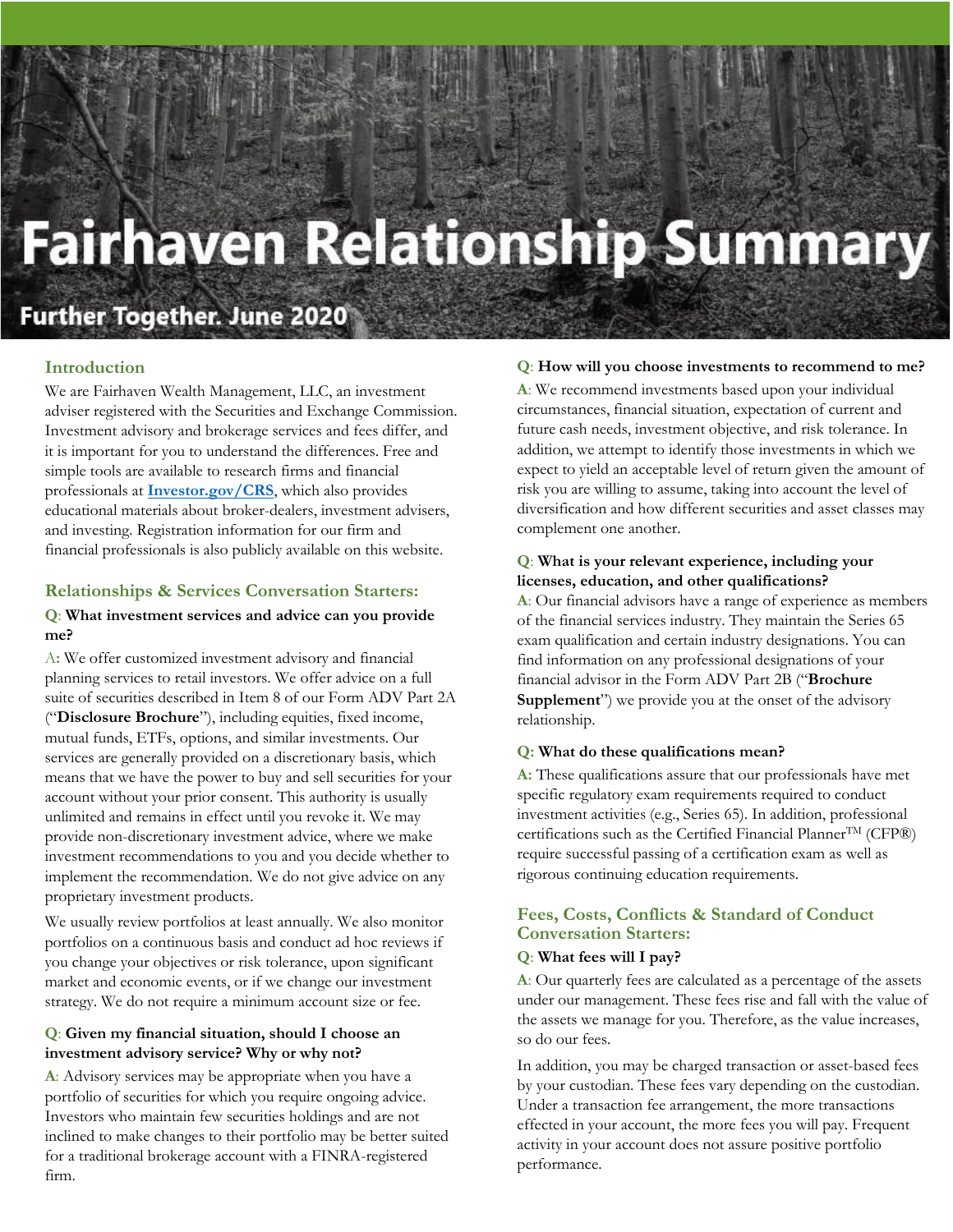# Fairhaven Relationship Summary

## Further Together. June 2020

### Introduction

We are Fairhaven Wealth Management, LLC, an investment adviser registered with the Securities and Exchange Commission. Investment advisory and brokerage services and fees differ, and it is important for you to understand the differences. Free and simple tools are available to research firms and financial professionals at **[Investor.gov/CRS](https://Investor.gov/CRS)**, which also provides educational materials about broker-dealers, investment advisers, and investing. Registration information for our firm and financial professionals is also publicly available on this website.

### Relationships & Services Conversation Starters:

**Q**: **What investment services and advice can you provide me?**

A**:** We offer customized investment advisory and financial planning services to retail investors. We offer advice on a full suite of securities described in Item 8 of our Form ADV Part 2A ("**Disclosure Brochure**"), including equities, fixed income, mutual funds, ETFs, options, and similar investments. Our services are generally provided on a discretionary basis, which means that we have the power to buy and sell securities for your account without your prior consent. This authority is usually unlimited and remains in effect until you revoke it. We may provide non-discretionary investment advice, where we make investment recommendations to you and you decide whether to implement the recommendation. We do not give advice on any proprietary investment products.

We usually review portfolios at least annually. We also monitor portfolios on a continuous basis and conduct ad hoc reviews if you change your objectives or risk tolerance, upon significant market and economic events, or if we change our investment strategy. We do not require a minimum account size or fee.

**Q**: **Given my financial situation, should I choose an investment advisory service? Why or why not?**

**A**: Advisory services may be appropriate when you have a portfolio of securities for which you require ongoing advice. Investors who maintain few securities holdings and are not inclined to make changes to their portfolio may be better suited for a traditional brokerage account with a FINRA-registered firm.

**Q**: **How will you choose investments to recommend to me?**

**A**: We recommend investments based upon your individual circumstances, financial situation, expectation of current and future cash needs, investment objective, and risk tolerance. In addition, we attempt to identify those investments in which we expect to yield an acceptable level of return given the amount of risk you are willing to assume, taking into account the level of diversification and how different securities and asset classes may complement one another.

**Q**: **What is your relevant experience, including your licenses, education, and other qualifications?**

**A**: Our financial advisors have a range of experience as members of the financial services industry. They maintain the Series 65 exam qualification and certain industry designations. You can find information on any professional designations of your financial advisor in the Form ADV Part 2B ("**Brochure Supplement**") we provide you at the onset of the advisory relationship.

**Q: What do these qualifications mean?**

**A:** These qualifications assure that our professionals have met specific regulatory exam requirements required to conduct investment activities (e.g., Series 65). In addition, professional certifications such as the Certified Financial Planner™ (CFP®) require successful passing of a certification exam as well as rigorous continuing education requirements.

### Fees, Costs, Conflicts & Standard of Conduct Conversation Starters:

**Q**: **What fees will I pay?**

**A**: Our quarterly fees are calculated as a percentage of the assets under our management. These fees rise and fall with the value of the assets we manage for you. Therefore, as the value increases, so do our fees.

In addition, you may be charged transaction or asset-based fees by your custodian. These fees vary depending on the custodian. Under a transaction fee arrangement, the more transactions effected in your account, the more fees you will pay. Frequent activity in your account does not assure positive portfolio performance.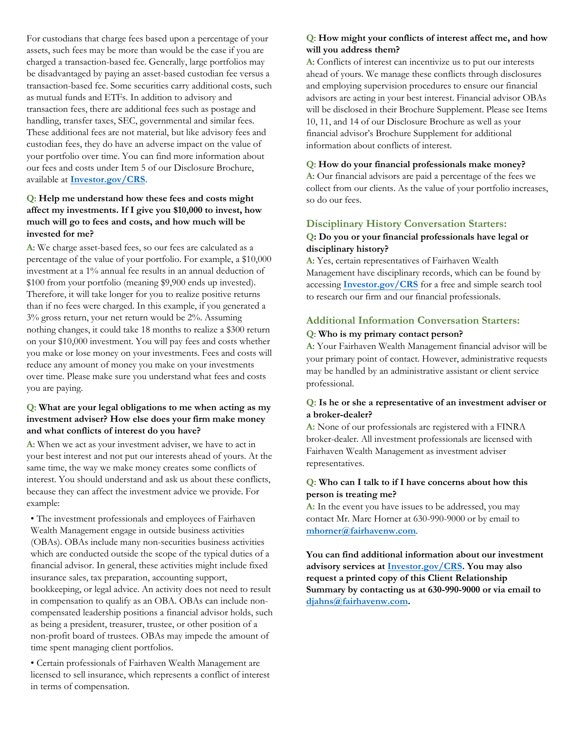For custodians that charge fees based upon a percentage of your assets, such fees may be more than would be the case if you are charged a transaction-based fee. Generally, large portfolios may be disadvantaged by paying an asset-based custodian fee versus a transaction-based fee. Some securities carry additional costs, such as mutual funds and ETFs. In addition to advisory and transaction fees, there are additional fees such as postage and handling, transfer taxes, SEC, governmental and similar fees. These additional fees are not material, but like advisory fees and custodian fees, they do have an adverse impact on the value of your portfolio over time. You can find more information about our fees and costs under Item 5 of our Disclosure Brochure, available at **[Investor.gov/CRS](Investor.gov/CRS)**.

**Q**: **Help me understand how these fees and costs might affect my investments. If I give you $10,000 to invest, how much will go to fees and costs, and how much will be invested for me?**

**A**: We charge asset-based fees, so our fees are calculated as a percentage of the value of your portfolio. For example, a $10,000 investment at a 1% annual fee results in an annual deduction of $100 from your portfolio (meaning $9,900 ends up invested). Therefore, it will take longer for you to realize positive returns than if no fees were charged. In this example, if you generated a 3% gross return, your net return would be 2%. Assuming nothing changes, it could take 18 months to realize a $300 return on your $10,000 investment. You will pay fees and costs whether you make or lose money on your investments. Fees and costs will reduce any amount of money you make on your investments over time. Please make sure you understand what fees and costs you are paying.

**Q**: **What are your legal obligations to me when acting as my investment adviser? How else does your firm make money and what conflicts of interest do you have?**

**A**: When we act as your investment adviser, we have to act in your best interest and not put our interests ahead of yours. At the same time, the way we make money creates some conflicts of interest. You should understand and ask us about these conflicts, because they can affect the investment advice we provide. For example:

- The investment professionals and employees of Fairhaven Wealth Management engage in outside business activities (OBAs). OBAs include many non-securities business activities which are conducted outside the scope of the typical duties of a financial advisor. In general, these activities might include fixed insurance sales, tax preparation, accounting support, bookkeeping, or legal advice. An activity does not need to result in compensation to qualify as an OBA. OBAs can include non-compensated leadership positions a financial advisor holds, such as being a president, treasurer, trustee, or other position of a non-profit board of trustees. OBAs may impede the amount of time spent managing client portfolios.
- Certain professionals of Fairhaven Wealth Management are licensed to sell insurance, which represents a conflict of interest in terms of compensation.

**Q**: **How might your conflicts of interest affect me, and how will you address them?**

**A**: Conflicts of interest can incentivize us to put our interests ahead of yours. We manage these conflicts through disclosures and employing supervision procedures to ensure our financial advisors are acting in your best interest. Financial advisor OBAs will be disclosed in their Brochure Supplement. Please see Items 10, 11, and 14 of our Disclosure Brochure as well as your financial advisor's Brochure Supplement for additional information about conflicts of interest.

**Q**: **How do your financial professionals make money?**

**A**: Our financial advisors are paid a percentage of the fees we collect from our clients. As the value of your portfolio increases, so do our fees.

## Disciplinary History Conversation Starters:

**Q: Do you or your financial professionals have legal or disciplinary history?**

**A**: Yes, certain representatives of Fairhaven Wealth Management have disciplinary records, which can be found by accessing **[Investor.gov/CRS](Investor.gov/CRS)** for a free and simple search tool to research our firm and our financial professionals.

## Additional Information Conversation Starters:

**Q**: **Who is my primary contact person?**

**A**: Your Fairhaven Wealth Management financial advisor will be your primary point of contact. However, administrative requests may be handled by an administrative assistant or client service professional.

**Q: Is he or she a representative of an investment adviser or a broker-dealer?**

**A:** None of our professionals are registered with a FINRA broker-dealer. All investment professionals are licensed with Fairhaven Wealth Management as investment adviser representatives.

**Q: Who can I talk to if I have concerns about how this person is treating me?**

**A:** In the event you have issues to be addressed, you may contact Mr. Marc Horner at 630-990-9000 or by email to **mhorner@fairhavenw.com**.

**You can find additional information about our investment advisory services at [Investor.gov/CRS](Investor.gov/CRS). You may also request a printed copy of this Client Relationship Summary by contacting us at 630-990-9000 or via email to djahns@fairhavenw.com.**